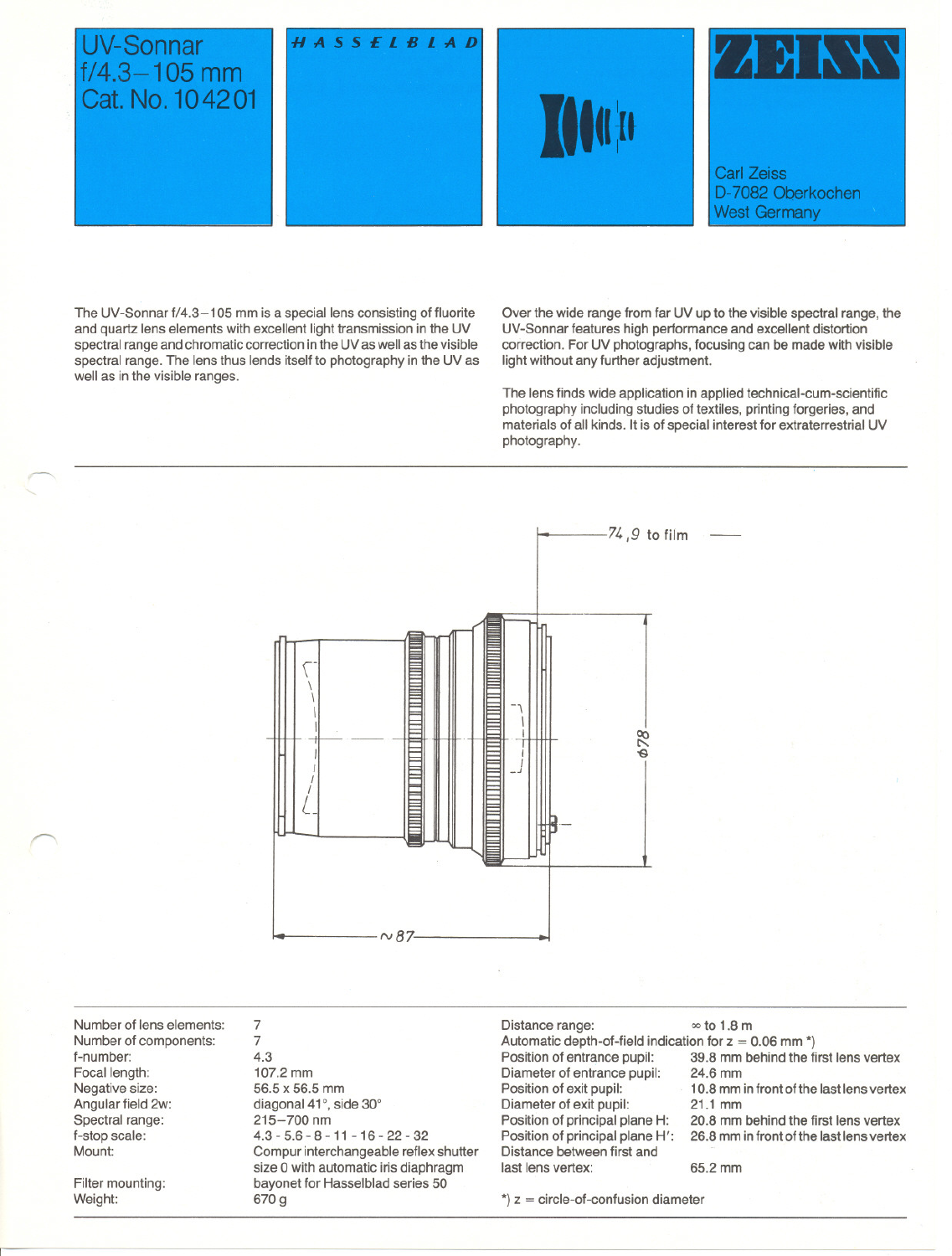# UV-Sonnar f/4.3–105 mm
Cat. No. 104201

HASSELBLAD

ZEISS

Carl Zeiss
D-7082 Oberkochen
West Germany

The UV-Sonnar f/4.3–105 mm is a special lens consisting of fluorite and quartz lens elements with excellent light transmission in the UV spectral range and chromatic correction in the UV as well as the visible spectral range. The lens thus lends itself to photography in the UV as well as in the visible ranges.

Over the wide range from far UV up to the visible spectral range, the UV-Sonnar features high performance and excellent distortion correction. For UV photographs, focusing can be made with visible light without any further adjustment.

The lens finds wide application in applied technical-cum-scientific photography including studies of textiles, printing forgeries, and materials of all kinds. It is of special interest for extraterrestrial UV photography.

74,9 to film

ϕ78

~87

| | |
|---|---|
| Number of lens elements: | 7 |
| Number of components: | 7 |
| f-number: | 4.3 |
| Focal length: | 107.2 mm |
| Negative size: | 56.5 x 56.5 mm |
| Angular field 2w: | diagonal 41°, side 30° |
| Spectral range: | 215–700 nm |
| f-stop scale: | 4.3 - 5.6 - 8 - 11 - 16 - 22 - 32 |
| Mount: | Compur interchangeable reflex shutter size 0 with automatic iris diaphragm |
| Filter mounting: | bayonet for Hasselblad series 50 |
| Weight: | 670 g |

| | |
|---|---|
| Distance range: | ∞ to 1.8 m |
| Automatic depth-of-field indication for z = 0.06 mm *) | |
| Position of entrance pupil: | 39.8 mm behind the first lens vertex |
| Diameter of entrance pupil: | 24.6 mm |
| Position of exit pupil: | 10.8 mm in front of the last lens vertex |
| Diameter of exit pupil: | 21.1 mm |
| Position of principal plane H: | 20.8 mm behind the first lens vertex |
| Position of principal plane H': | 26.8 mm in front of the last lens vertex |
| Distance between first and last lens vertex: | 65.2 mm |

*) z = circle-of-confusion diameter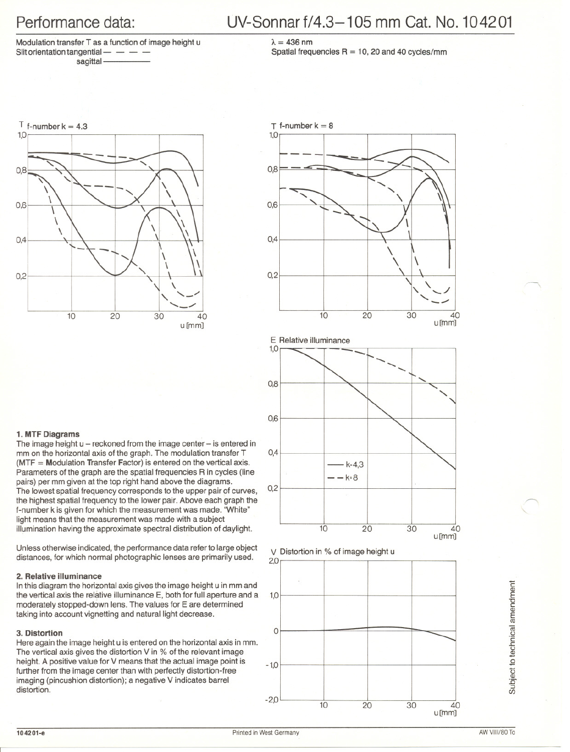# Performance data: UV-Sonnar f/4.3–105 mm Cat. No. 104201

Modulation transfer T as a function of image height u
Slit orientation tangential — — — —
sagittal ————

λ = 436 nm
Spatial frequencies R = 10, 20 and 40 cycles/mm

T f-number k = 4.3
1,0
0,8
0,6
0,4
0,2
10
20
30
40
u [mm]

T f-number k = 8
1,0
0,8
0,6
0,4
0,2
10
20
30
40
u [mm]

E Relative illuminance
1,0
0,8
0,6
0,4
0,2
— k=4,3
– – k=8
10
20
30
40
u [mm]

V Distortion in % of image height u
2,0
1,0
0
-1,0
-2,0
10
20
30
40
u [mm]

## 1. MTF Diagrams

The image height u – reckoned from the image center – is entered in mm on the horizontal axis of the graph. The modulation transfer T (MTF = **M**odulation **T**ransfer **F**actor) is entered on the vertical axis. Parameters of the graph are the spatial frequencies R in cycles (line pairs) per mm given at the top right hand above the diagrams. The lowest spatial frequency corresponds to the upper pair of curves, the highest spatial frequency to the lower pair. Above each graph the f-number k is given for which the measurement was made. "White" light means that the measurement was made with a subject illumination having the approximate spectral distribution of daylight.

Unless otherwise indicated, the performance data refer to large object distances, for which normal photographic lenses are primarily used.

## 2. Relative illuminance

In this diagram the horizontal axis gives the image height u in mm and the vertical axis the relative illuminance E, both for full aperture and a moderately stopped-down lens. The values for E are determined taking into account vignetting and natural light decrease.

## 3. Distortion

Here again the image height u is entered on the horizontal axis in mm. The vertical axis gives the distortion V in % of the relevant image height. A positive value for V means that the actual image point is further from the image center than with perfectly distortion-free imaging (pincushion distortion); a negative V indicates barrel distortion.

Subject to technical amendment

104201-e

Printed in West Germany

AW VIII/80 To